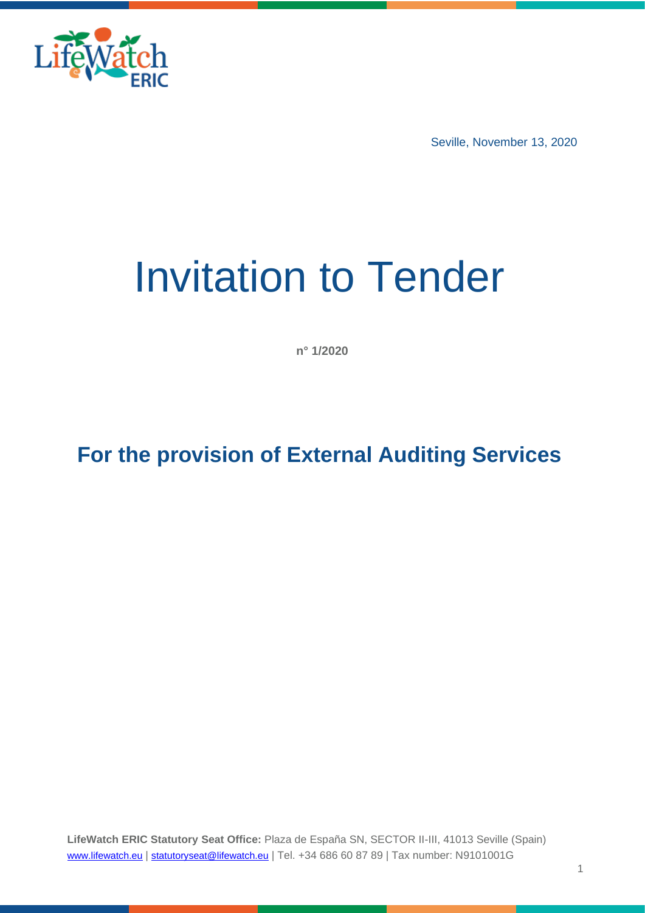Seville, November 13, 2020

# Invitation to Tender

**n° 1/2020**

## For the provision of External Auditing Services

**LifeWatch ERIC Statutory Seat Office:** Plaza de España SN, SECTOR II-III, 41013 Seville (Spain)
www.lifewatch.eu | statutoryseat@lifewatch.eu | Tel. +34 686 60 87 89 | Tax number: N9101001G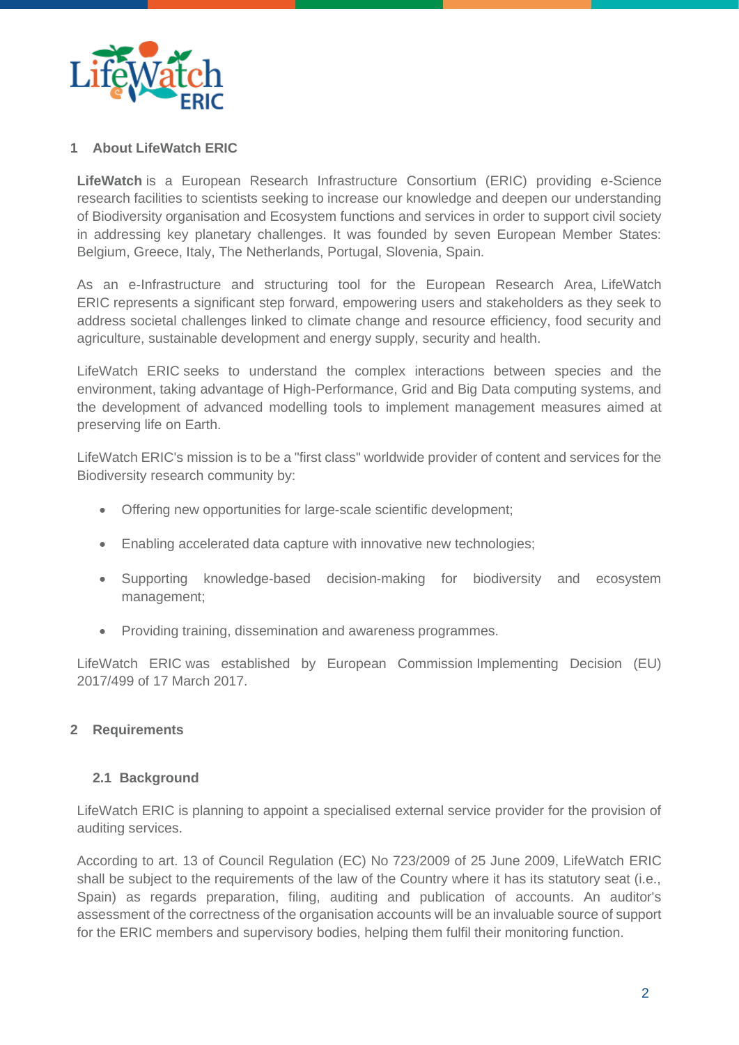## 1 About LifeWatch ERIC

**LifeWatch** is a European Research Infrastructure Consortium (ERIC) providing e-Science research facilities to scientists seeking to increase our knowledge and deepen our understanding of Biodiversity organisation and Ecosystem functions and services in order to support civil society in addressing key planetary challenges. It was founded by seven European Member States: Belgium, Greece, Italy, The Netherlands, Portugal, Slovenia, Spain.

As an e-Infrastructure and structuring tool for the European Research Area, LifeWatch ERIC represents a significant step forward, empowering users and stakeholders as they seek to address societal challenges linked to climate change and resource efficiency, food security and agriculture, sustainable development and energy supply, security and health.

LifeWatch ERIC seeks to understand the complex interactions between species and the environment, taking advantage of High-Performance, Grid and Big Data computing systems, and the development of advanced modelling tools to implement management measures aimed at preserving life on Earth.

LifeWatch ERIC's mission is to be a "first class" worldwide provider of content and services for the Biodiversity research community by:

- Offering new opportunities for large-scale scientific development;
- Enabling accelerated data capture with innovative new technologies;
- Supporting knowledge-based decision-making for biodiversity and ecosystem management;
- Providing training, dissemination and awareness programmes.

LifeWatch ERIC was established by European Commission Implementing Decision (EU) 2017/499 of 17 March 2017.

## 2 Requirements

### 2.1 Background

LifeWatch ERIC is planning to appoint a specialised external service provider for the provision of auditing services.

According to art. 13 of Council Regulation (EC) No 723/2009 of 25 June 2009, LifeWatch ERIC shall be subject to the requirements of the law of the Country where it has its statutory seat (i.e., Spain) as regards preparation, filing, auditing and publication of accounts. An auditor's assessment of the correctness of the organisation accounts will be an invaluable source of support for the ERIC members and supervisory bodies, helping them fulfil their monitoring function.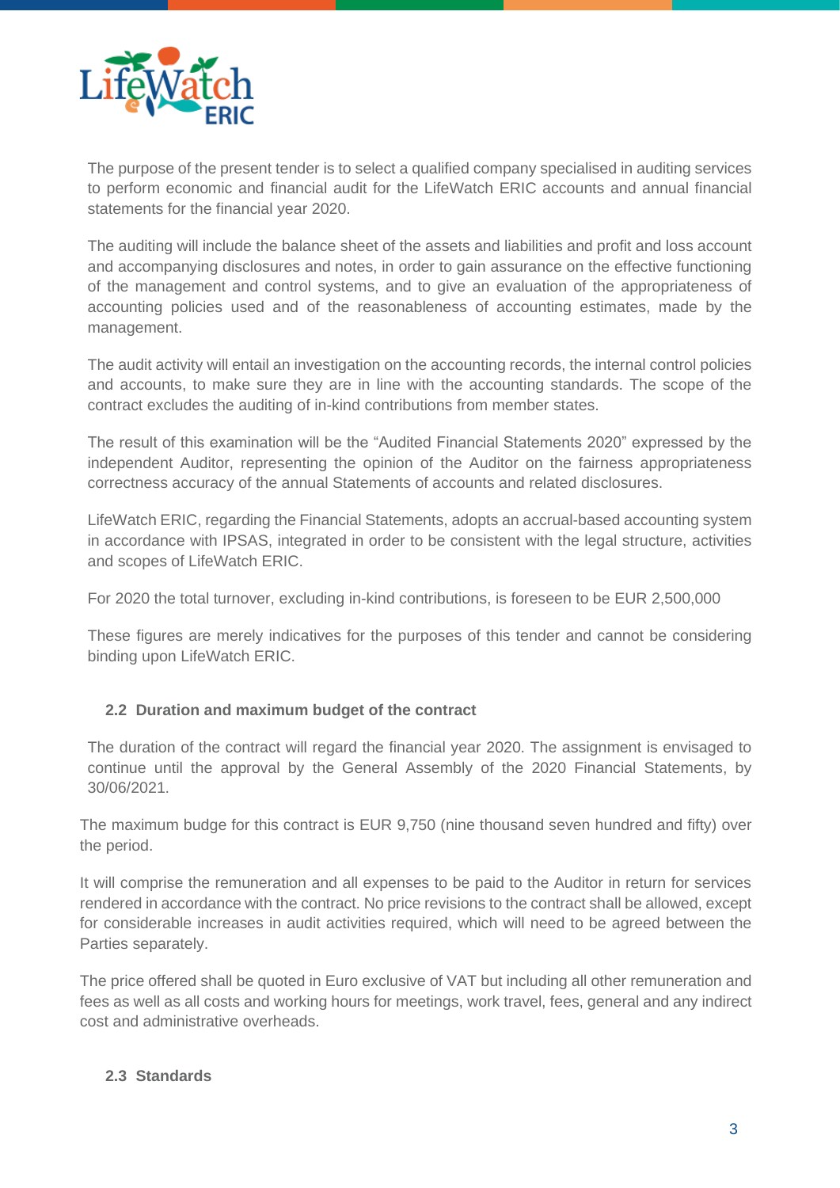The purpose of the present tender is to select a qualified company specialised in auditing services to perform economic and financial audit for the LifeWatch ERIC accounts and annual financial statements for the financial year 2020.

The auditing will include the balance sheet of the assets and liabilities and profit and loss account and accompanying disclosures and notes, in order to gain assurance on the effective functioning of the management and control systems, and to give an evaluation of the appropriateness of accounting policies used and of the reasonableness of accounting estimates, made by the management.

The audit activity will entail an investigation on the accounting records, the internal control policies and accounts, to make sure they are in line with the accounting standards. The scope of the contract excludes the auditing of in-kind contributions from member states.

The result of this examination will be the "Audited Financial Statements 2020" expressed by the independent Auditor, representing the opinion of the Auditor on the fairness appropriateness correctness accuracy of the annual Statements of accounts and related disclosures.

LifeWatch ERIC, regarding the Financial Statements, adopts an accrual-based accounting system in accordance with IPSAS, integrated in order to be consistent with the legal structure, activities and scopes of LifeWatch ERIC.

For 2020 the total turnover, excluding in-kind contributions, is foreseen to be EUR 2,500,000

These figures are merely indicatives for the purposes of this tender and cannot be considering binding upon LifeWatch ERIC.

### 2.2 Duration and maximum budget of the contract

The duration of the contract will regard the financial year 2020. The assignment is envisaged to continue until the approval by the General Assembly of the 2020 Financial Statements, by 30/06/2021.

The maximum budge for this contract is EUR 9,750 (nine thousand seven hundred and fifty) over the period.

It will comprise the remuneration and all expenses to be paid to the Auditor in return for services rendered in accordance with the contract. No price revisions to the contract shall be allowed, except for considerable increases in audit activities required, which will need to be agreed between the Parties separately.

The price offered shall be quoted in Euro exclusive of VAT but including all other remuneration and fees as well as all costs and working hours for meetings, work travel, fees, general and any indirect cost and administrative overheads.

### 2.3 Standards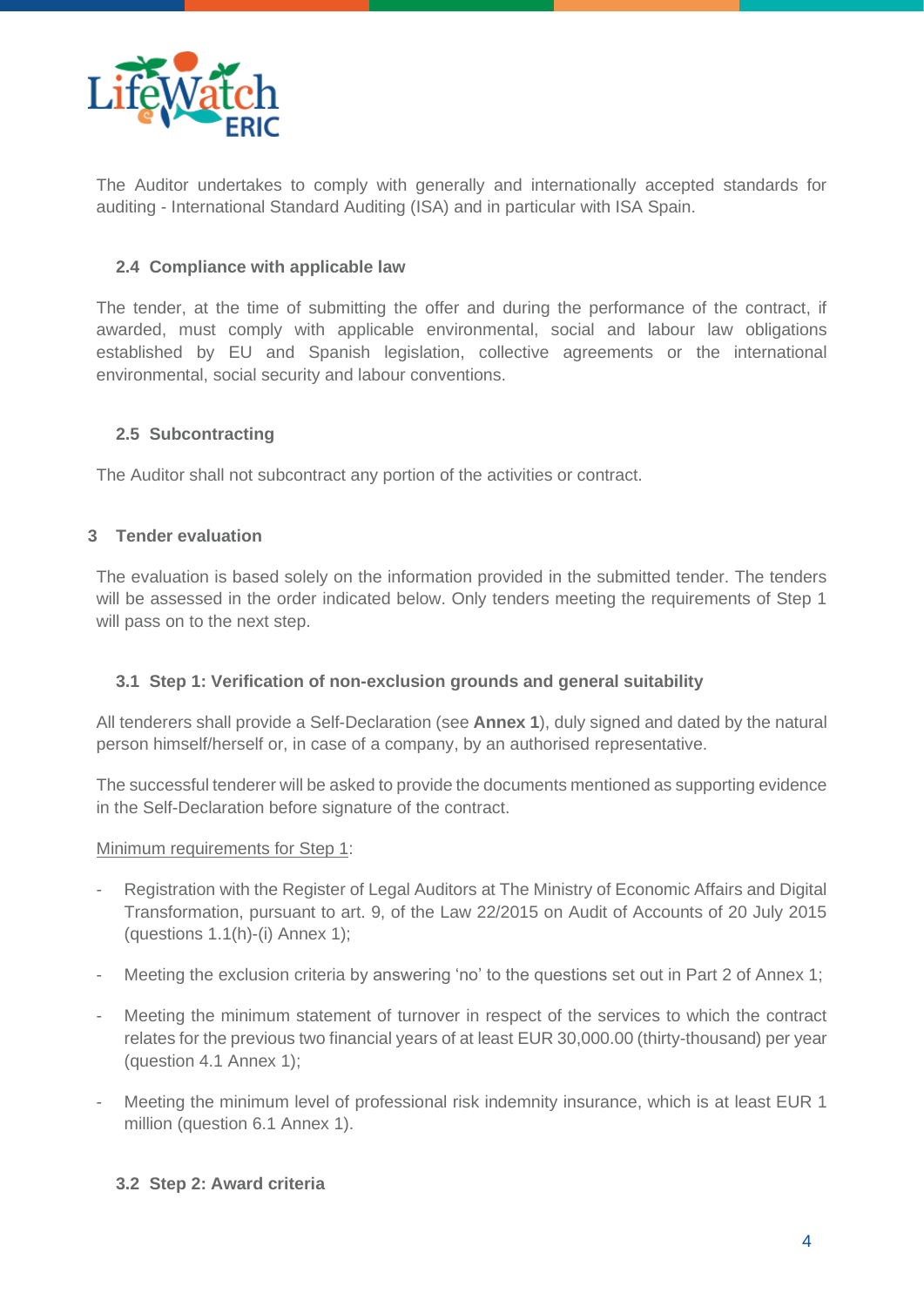The Auditor undertakes to comply with generally and internationally accepted standards for auditing - International Standard Auditing (ISA) and in particular with ISA Spain.

### 2.4 Compliance with applicable law

The tender, at the time of submitting the offer and during the performance of the contract, if awarded, must comply with applicable environmental, social and labour law obligations established by EU and Spanish legislation, collective agreements or the international environmental, social security and labour conventions.

### 2.5 Subcontracting

The Auditor shall not subcontract any portion of the activities or contract.

## 3 Tender evaluation

The evaluation is based solely on the information provided in the submitted tender. The tenders will be assessed in the order indicated below. Only tenders meeting the requirements of Step 1 will pass on to the next step.

### 3.1 Step 1: Verification of non-exclusion grounds and general suitability

All tenderers shall provide a Self-Declaration (see **Annex 1**), duly signed and dated by the natural person himself/herself or, in case of a company, by an authorised representative.

The successful tenderer will be asked to provide the documents mentioned as supporting evidence in the Self-Declaration before signature of the contract.

Minimum requirements for Step 1:

- Registration with the Register of Legal Auditors at The Ministry of Economic Affairs and Digital Transformation, pursuant to art. 9, of the Law 22/2015 on Audit of Accounts of 20 July 2015 (questions 1.1(h)-(i) Annex 1);
- Meeting the exclusion criteria by answering 'no' to the questions set out in Part 2 of Annex 1;
- Meeting the minimum statement of turnover in respect of the services to which the contract relates for the previous two financial years of at least EUR 30,000.00 (thirty-thousand) per year (question 4.1 Annex 1);
- Meeting the minimum level of professional risk indemnity insurance, which is at least EUR 1 million (question 6.1 Annex 1).

### 3.2 Step 2: Award criteria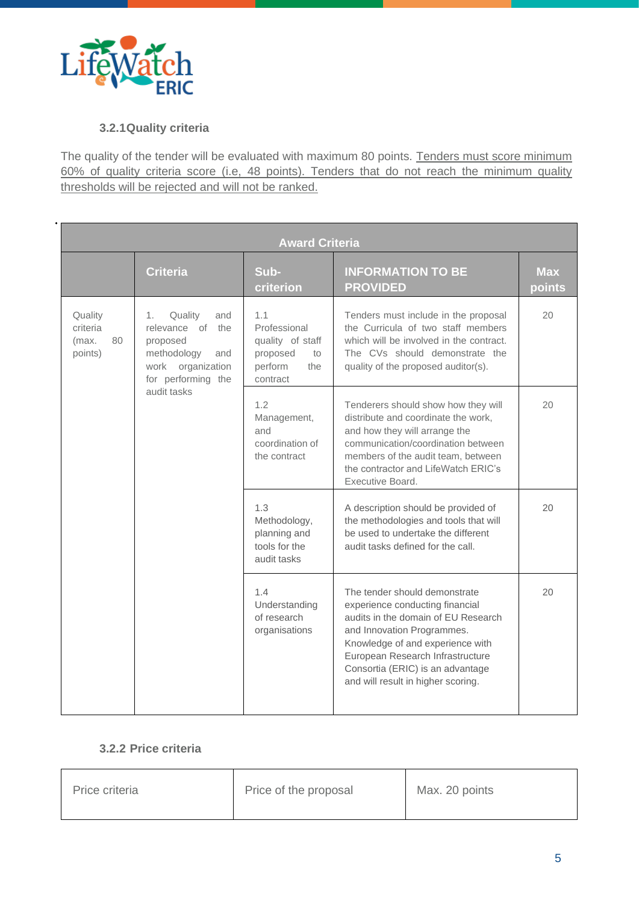### 3.2.1 Quality criteria

The quality of the tender will be evaluated with maximum 80 points. Tenders must score minimum 60% of quality criteria score (i.e, 48 points). Tenders that do not reach the minimum quality thresholds will be rejected and will not be ranked.

| Award Criteria | | | | |
|---|---|---|---|---|
| | **Criteria** | **Sub-criterion** | **INFORMATION TO BE PROVIDED** | **Max points** |
| Quality criteria (max. 80 points) | 1. Quality and relevance of the proposed methodology and work organization for performing the audit tasks | 1.1 Professional quality of staff proposed to perform the contract | Tenders must include in the proposal the Curricula of two staff members which will be involved in the contract. The CVs should demonstrate the quality of the proposed auditor(s). | 20 |
| | | 1.2 Management, and coordination of the contract | Tenderers should show how they will distribute and coordinate the work, and how they will arrange the communication/coordination between members of the audit team, between the contractor and LifeWatch ERIC's Executive Board. | 20 |
| | | 1.3 Methodology, planning and tools for the audit tasks | A description should be provided of the methodologies and tools that will be used to undertake the different audit tasks defined for the call. | 20 |
| | | 1.4 Understanding of research organisations | The tender should demonstrate experience conducting financial audits in the domain of EU Research and Innovation Programmes. Knowledge of and experience with European Research Infrastructure Consortia (ERIC) is an advantage and will result in higher scoring. | 20 |

### 3.2.2 Price criteria

| Price criteria | Price of the proposal | Max. 20 points |
|---|---|---|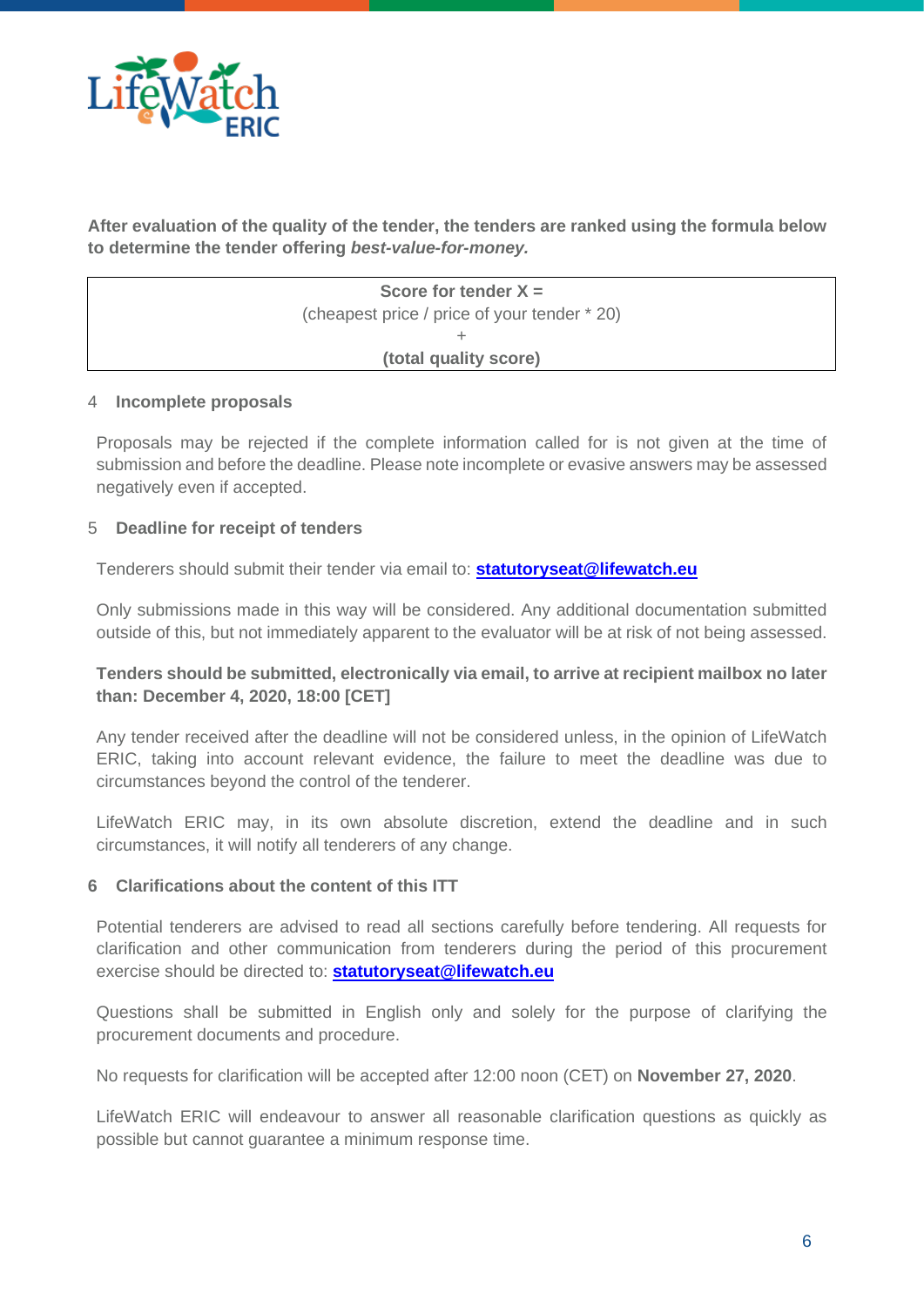**After evaluation of the quality of the tender, the tenders are ranked using the formula below to determine the tender offering *best-value-for-money.***

| **Score for tender X =** |
| --- |
| (cheapest price / price of your tender * 20) |
| + |
| **(total quality score)** |

## 4 Incomplete proposals

Proposals may be rejected if the complete information called for is not given at the time of submission and before the deadline. Please note incomplete or evasive answers may be assessed negatively even if accepted.

## 5 Deadline for receipt of tenders

Tenderers should submit their tender via email to: **statutoryseat@lifewatch.eu**

Only submissions made in this way will be considered. Any additional documentation submitted outside of this, but not immediately apparent to the evaluator will be at risk of not being assessed.

**Tenders should be submitted, electronically via email, to arrive at recipient mailbox no later than: December 4, 2020, 18:00 [CET]**

Any tender received after the deadline will not be considered unless, in the opinion of LifeWatch ERIC, taking into account relevant evidence, the failure to meet the deadline was due to circumstances beyond the control of the tenderer.

LifeWatch ERIC may, in its own absolute discretion, extend the deadline and in such circumstances, it will notify all tenderers of any change.

## 6 Clarifications about the content of this ITT

Potential tenderers are advised to read all sections carefully before tendering. All requests for clarification and other communication from tenderers during the period of this procurement exercise should be directed to: **statutoryseat@lifewatch.eu**

Questions shall be submitted in English only and solely for the purpose of clarifying the procurement documents and procedure.

No requests for clarification will be accepted after 12:00 noon (CET) on **November 27, 2020**.

LifeWatch ERIC will endeavour to answer all reasonable clarification questions as quickly as possible but cannot guarantee a minimum response time.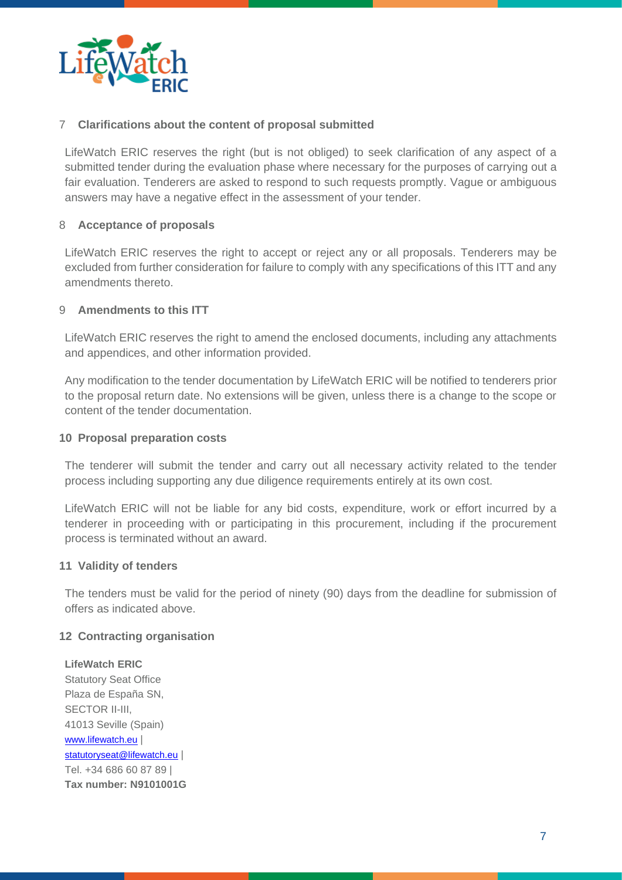## 7 Clarifications about the content of proposal submitted

LifeWatch ERIC reserves the right (but is not obliged) to seek clarification of any aspect of a submitted tender during the evaluation phase where necessary for the purposes of carrying out a fair evaluation. Tenderers are asked to respond to such requests promptly. Vague or ambiguous answers may have a negative effect in the assessment of your tender.

## 8 Acceptance of proposals

LifeWatch ERIC reserves the right to accept or reject any or all proposals. Tenderers may be excluded from further consideration for failure to comply with any specifications of this ITT and any amendments thereto.

## 9 Amendments to this ITT

LifeWatch ERIC reserves the right to amend the enclosed documents, including any attachments and appendices, and other information provided.

Any modification to the tender documentation by LifeWatch ERIC will be notified to tenderers prior to the proposal return date. No extensions will be given, unless there is a change to the scope or content of the tender documentation.

## 10 Proposal preparation costs

The tenderer will submit the tender and carry out all necessary activity related to the tender process including supporting any due diligence requirements entirely at its own cost.

LifeWatch ERIC will not be liable for any bid costs, expenditure, work or effort incurred by a tenderer in proceeding with or participating in this procurement, including if the procurement process is terminated without an award.

## 11 Validity of tenders

The tenders must be valid for the period of ninety (90) days from the deadline for submission of offers as indicated above.

## 12 Contracting organisation

**LifeWatch ERIC**
Statutory Seat Office
Plaza de España SN,
SECTOR II-III,
41013 Seville (Spain)
www.lifewatch.eu |
statutoryseat@lifewatch.eu |
Tel. +34 686 60 87 89 |
**Tax number: N9101001G**